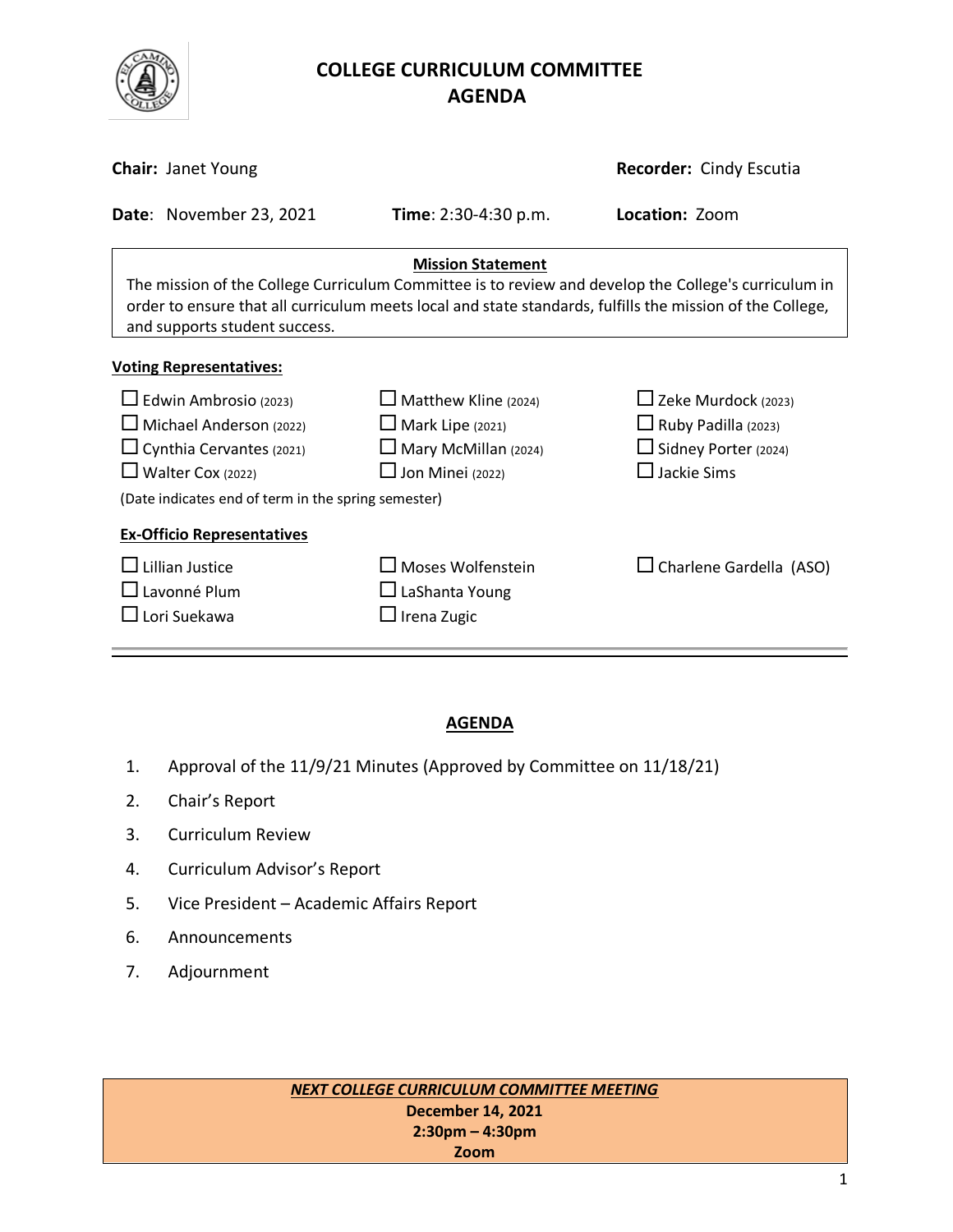# COLLEGE CURRICULUM COMMITTEE
# AGENDA

**Chair:** Janet Young **Recorder:** Cindy Escutia

**Date**: November 23, 2021 **Time**: 2:30-4:30 p.m. **Location:** Zoom

**Mission Statement**

The mission of the College Curriculum Committee is to review and develop the College's curriculum in order to ensure that all curriculum meets local and state standards, fulfills the mission of the College, and supports student success.

**Voting Representatives:**

- ☐ Edwin Ambrosio (2023)
- ☐ Michael Anderson (2022)
- ☐ Cynthia Cervantes (2021)
- ☐ Walter Cox (2022)
- ☐ Matthew Kline (2024)
- ☐ Mark Lipe (2021)
- ☐ Mary McMillan (2024)
- ☐ Jon Minei (2022)
- ☐ Zeke Murdock (2023)
- ☐ Ruby Padilla (2023)
- ☐ Sidney Porter (2024)
- ☐ Jackie Sims

(Date indicates end of term in the spring semester)

**Ex-Officio Representatives**

- ☐ Lillian Justice
- ☐ Lavonné Plum
- ☐ Lori Suekawa
- ☐ Moses Wolfenstein
- ☐ LaShanta Young
- ☐ Irena Zugic
- ☐ Charlene Gardella (ASO)

---

## AGENDA

1. Approval of the 11/9/21 Minutes (Approved by Committee on 11/18/21)
2. Chair's Report
3. Curriculum Review
4. Curriculum Advisor's Report
5. Vice President – Academic Affairs Report
6. Announcements
7. Adjournment

***NEXT COLLEGE CURRICULUM COMMITTEE MEETING***
**December 14, 2021**
**2:30pm – 4:30pm**
**Zoom**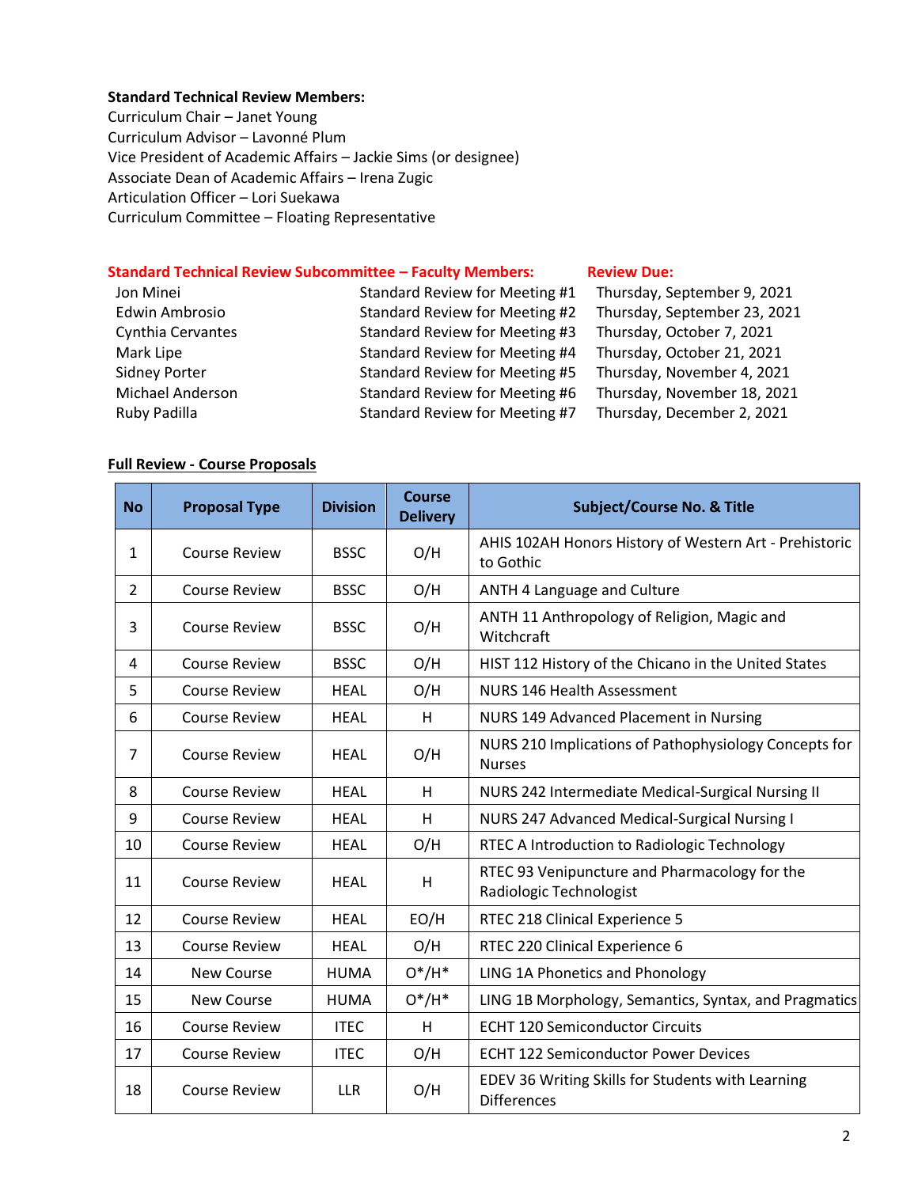**Standard Technical Review Members:**
Curriculum Chair – Janet Young
Curriculum Advisor – Lavonné Plum
Vice President of Academic Affairs – Jackie Sims (or designee)
Associate Dean of Academic Affairs – Irena Zugic
Articulation Officer – Lori Suekawa
Curriculum Committee – Floating Representative

| **Standard Technical Review Subcommittee – Faculty Members:** | | **Review Due:** |
|---|---|---|
| Jon Minei | Standard Review for Meeting #1 | Thursday, September 9, 2021 |
| Edwin Ambrosio | Standard Review for Meeting #2 | Thursday, September 23, 2021 |
| Cynthia Cervantes | Standard Review for Meeting #3 | Thursday, October 7, 2021 |
| Mark Lipe | Standard Review for Meeting #4 | Thursday, October 21, 2021 |
| Sidney Porter | Standard Review for Meeting #5 | Thursday, November 4, 2021 |
| Michael Anderson | Standard Review for Meeting #6 | Thursday, November 18, 2021 |
| Ruby Padilla | Standard Review for Meeting #7 | Thursday, December 2, 2021 |

**Full Review - Course Proposals**

| No | Proposal Type | Division | Course Delivery | Subject/Course No. & Title |
|---|---|---|---|---|
| 1 | Course Review | BSSC | O/H | AHIS 102AH Honors History of Western Art - Prehistoric to Gothic |
| 2 | Course Review | BSSC | O/H | ANTH 4 Language and Culture |
| 3 | Course Review | BSSC | O/H | ANTH 11 Anthropology of Religion, Magic and Witchcraft |
| 4 | Course Review | BSSC | O/H | HIST 112 History of the Chicano in the United States |
| 5 | Course Review | HEAL | O/H | NURS 146 Health Assessment |
| 6 | Course Review | HEAL | H | NURS 149 Advanced Placement in Nursing |
| 7 | Course Review | HEAL | O/H | NURS 210 Implications of Pathophysiology Concepts for Nurses |
| 8 | Course Review | HEAL | H | NURS 242 Intermediate Medical-Surgical Nursing II |
| 9 | Course Review | HEAL | H | NURS 247 Advanced Medical-Surgical Nursing I |
| 10 | Course Review | HEAL | O/H | RTEC A Introduction to Radiologic Technology |
| 11 | Course Review | HEAL | H | RTEC 93 Venipuncture and Pharmacology for the Radiologic Technologist |
| 12 | Course Review | HEAL | EO/H | RTEC 218 Clinical Experience 5 |
| 13 | Course Review | HEAL | O/H | RTEC 220 Clinical Experience 6 |
| 14 | New Course | HUMA | O*/H* | LING 1A Phonetics and Phonology |
| 15 | New Course | HUMA | O*/H* | LING 1B Morphology, Semantics, Syntax, and Pragmatics |
| 16 | Course Review | ITEC | H | ECHT 120 Semiconductor Circuits |
| 17 | Course Review | ITEC | O/H | ECHT 122 Semiconductor Power Devices |
| 18 | Course Review | LLR | O/H | EDEV 36 Writing Skills for Students with Learning Differences |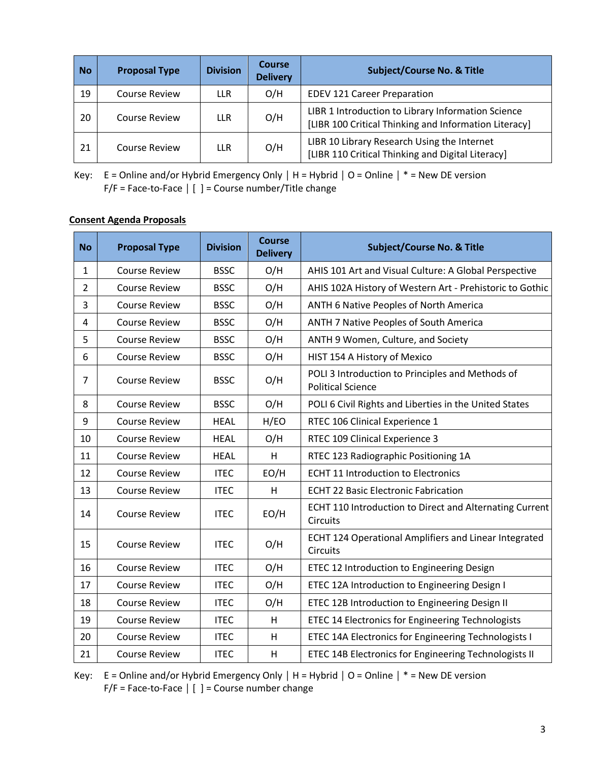| No | Proposal Type | Division | Course Delivery | Subject/Course No. & Title |
|---|---|---|---|---|
| 19 | Course Review | LLR | O/H | EDEV 121 Career Preparation |
| 20 | Course Review | LLR | O/H | LIBR 1 Introduction to Library Information Science [LIBR 100 Critical Thinking and Information Literacy] |
| 21 | Course Review | LLR | O/H | LIBR 10 Library Research Using the Internet [LIBR 110 Critical Thinking and Digital Literacy] |

Key: E = Online and/or Hybrid Emergency Only | H = Hybrid | O = Online | * = New DE version
F/F = Face-to-Face | [ ] = Course number/Title change

**Consent Agenda Proposals**

| No | Proposal Type | Division | Course Delivery | Subject/Course No. & Title |
|---|---|---|---|---|
| 1 | Course Review | BSSC | O/H | AHIS 101 Art and Visual Culture: A Global Perspective |
| 2 | Course Review | BSSC | O/H | AHIS 102A History of Western Art - Prehistoric to Gothic |
| 3 | Course Review | BSSC | O/H | ANTH 6 Native Peoples of North America |
| 4 | Course Review | BSSC | O/H | ANTH 7 Native Peoples of South America |
| 5 | Course Review | BSSC | O/H | ANTH 9 Women, Culture, and Society |
| 6 | Course Review | BSSC | O/H | HIST 154 A History of Mexico |
| 7 | Course Review | BSSC | O/H | POLI 3 Introduction to Principles and Methods of Political Science |
| 8 | Course Review | BSSC | O/H | POLI 6 Civil Rights and Liberties in the United States |
| 9 | Course Review | HEAL | H/EO | RTEC 106 Clinical Experience 1 |
| 10 | Course Review | HEAL | O/H | RTEC 109 Clinical Experience 3 |
| 11 | Course Review | HEAL | H | RTEC 123 Radiographic Positioning 1A |
| 12 | Course Review | ITEC | EO/H | ECHT 11 Introduction to Electronics |
| 13 | Course Review | ITEC | H | ECHT 22 Basic Electronic Fabrication |
| 14 | Course Review | ITEC | EO/H | ECHT 110 Introduction to Direct and Alternating Current Circuits |
| 15 | Course Review | ITEC | O/H | ECHT 124 Operational Amplifiers and Linear Integrated Circuits |
| 16 | Course Review | ITEC | O/H | ETEC 12 Introduction to Engineering Design |
| 17 | Course Review | ITEC | O/H | ETEC 12A Introduction to Engineering Design I |
| 18 | Course Review | ITEC | O/H | ETEC 12B Introduction to Engineering Design II |
| 19 | Course Review | ITEC | H | ETEC 14 Electronics for Engineering Technologists |
| 20 | Course Review | ITEC | H | ETEC 14A Electronics for Engineering Technologists I |
| 21 | Course Review | ITEC | H | ETEC 14B Electronics for Engineering Technologists II |

Key: E = Online and/or Hybrid Emergency Only | H = Hybrid | O = Online | * = New DE version
F/F = Face-to-Face | [ ] = Course number change